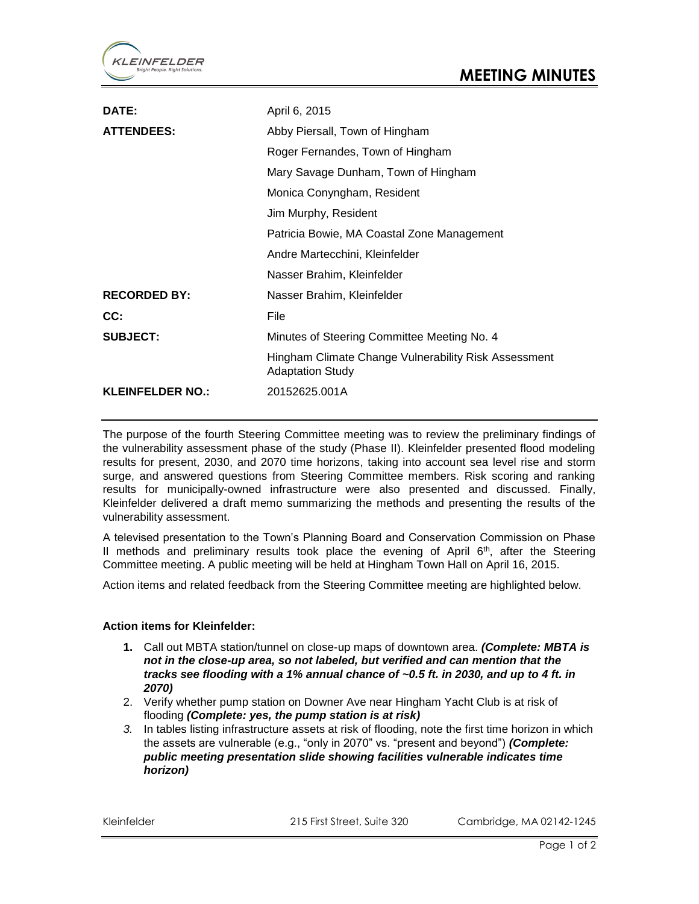# MEETING MINUTES

| | |
|---|---|
| **DATE:** | April 6, 2015 |
| **ATTENDEES:** | Abby Piersall, Town of Hingham |
| | Roger Fernandes, Town of Hingham |
| | Mary Savage Dunham, Town of Hingham |
| | Monica Conyngham, Resident |
| | Jim Murphy, Resident |
| | Patricia Bowie, MA Coastal Zone Management |
| | Andre Martecchini, Kleinfelder |
| | Nasser Brahim, Kleinfelder |
| **RECORDED BY:** | Nasser Brahim, Kleinfelder |
| **CC:** | File |
| **SUBJECT:** | Minutes of Steering Committee Meeting No. 4 |
| | Hingham Climate Change Vulnerability Risk Assessment Adaptation Study |
| **KLEINFELDER NO.:** | 20152625.001A |

The purpose of the fourth Steering Committee meeting was to review the preliminary findings of the vulnerability assessment phase of the study (Phase II). Kleinfelder presented flood modeling results for present, 2030, and 2070 time horizons, taking into account sea level rise and storm surge, and answered questions from Steering Committee members. Risk scoring and ranking results for municipally-owned infrastructure were also presented and discussed. Finally, Kleinfelder delivered a draft memo summarizing the methods and presenting the results of the vulnerability assessment.

A televised presentation to the Town's Planning Board and Conservation Commission on Phase II methods and preliminary results took place the evening of April 6th, after the Steering Committee meeting. A public meeting will be held at Hingham Town Hall on April 16, 2015.

Action items and related feedback from the Steering Committee meeting are highlighted below.

**Action items for Kleinfelder:**

1. Call out MBTA station/tunnel on close-up maps of downtown area. ***(Complete: MBTA is not in the close-up area, so not labeled, but verified and can mention that the tracks see flooding with a 1% annual chance of ~0.5 ft. in 2030, and up to 4 ft. in 2070)***
2. Verify whether pump station on Downer Ave near Hingham Yacht Club is at risk of flooding ***(Complete: yes, the pump station is at risk)***
3. In tables listing infrastructure assets at risk of flooding, note the first time horizon in which the assets are vulnerable (e.g., "only in 2070" vs. "present and beyond") ***(Complete: public meeting presentation slide showing facilities vulnerable indicates time horizon)***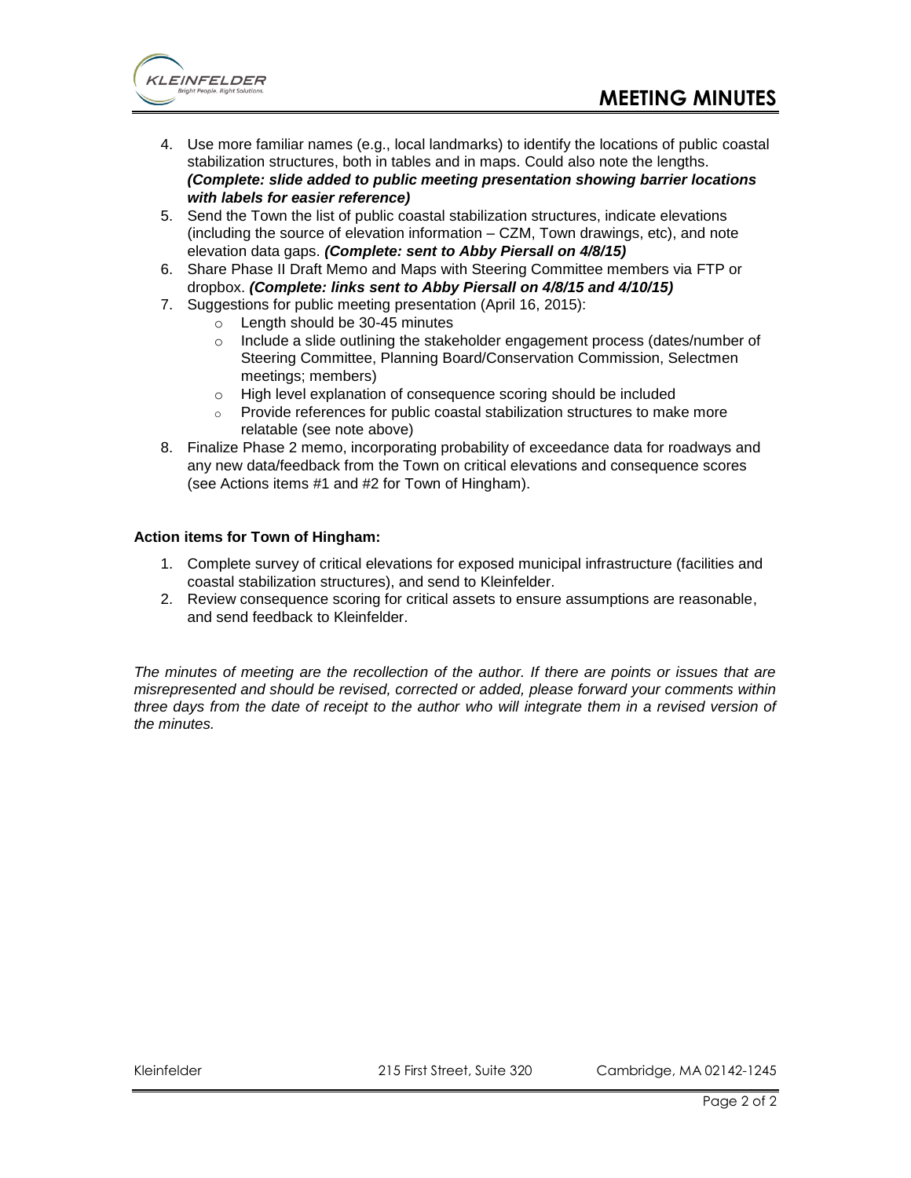4. Use more familiar names (e.g., local landmarks) to identify the locations of public coastal stabilization structures, both in tables and in maps. Could also note the lengths. ***(Complete: slide added to public meeting presentation showing barrier locations with labels for easier reference)***
5. Send the Town the list of public coastal stabilization structures, indicate elevations (including the source of elevation information – CZM, Town drawings, etc), and note elevation data gaps. ***(Complete: sent to Abby Piersall on 4/8/15)***
6. Share Phase II Draft Memo and Maps with Steering Committee members via FTP or dropbox. ***(Complete: links sent to Abby Piersall on 4/8/15 and 4/10/15)***
7. Suggestions for public meeting presentation (April 16, 2015):
   - Length should be 30-45 minutes
   - Include a slide outlining the stakeholder engagement process (dates/number of Steering Committee, Planning Board/Conservation Commission, Selectmen meetings; members)
   - High level explanation of consequence scoring should be included
   - Provide references for public coastal stabilization structures to make more relatable (see note above)
8. Finalize Phase 2 memo, incorporating probability of exceedance data for roadways and any new data/feedback from the Town on critical elevations and consequence scores (see Actions items #1 and #2 for Town of Hingham).

**Action items for Town of Hingham:**

1. Complete survey of critical elevations for exposed municipal infrastructure (facilities and coastal stabilization structures), and send to Kleinfelder.
2. Review consequence scoring for critical assets to ensure assumptions are reasonable, and send feedback to Kleinfelder.

*The minutes of meeting are the recollection of the author. If there are points or issues that are misrepresented and should be revised, corrected or added, please forward your comments within three days from the date of receipt to the author who will integrate them in a revised version of the minutes.*